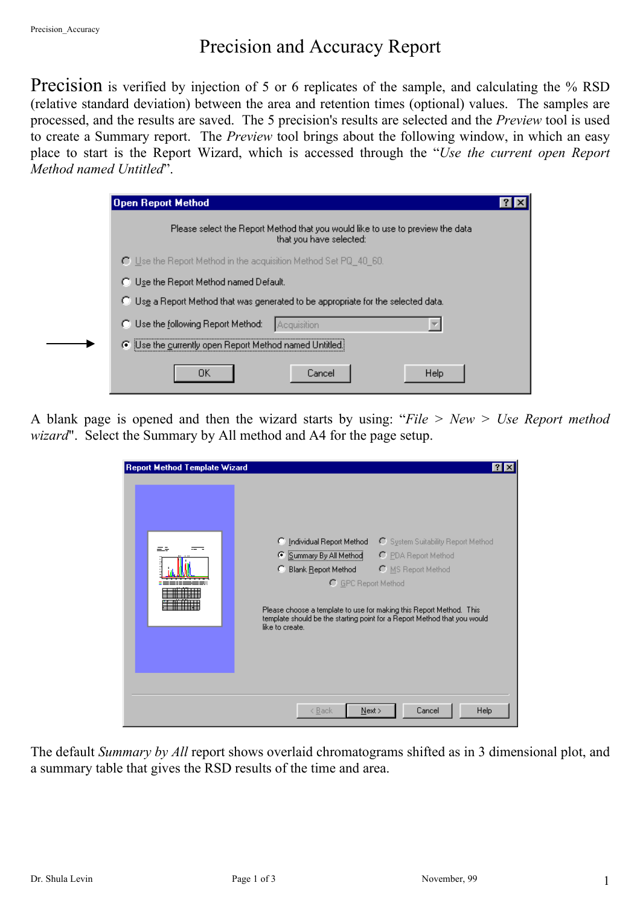# Precision and Accuracy Report

**Precision** is verified by injection of 5 or 6 replicates of the sample, and calculating the % RSD (relative standard deviation) between the area and retention times (optional) values. The samples are processed, and the results are saved. The 5 precision's results are selected and the *Preview* tool is used to create a Summary report. The *Preview* tool brings about the following window, in which an easy place to start is the Report Wizard, which is accessed through the "*Use the current open Report Method named Untitled*".

A blank page is opened and then the wizard starts by using: "*File > New > Use Report method wizard*". Select the Summary by All method and A4 for the page setup.

The default *Summary by All* report shows overlaid chromatograms shifted as in 3 dimensional plot, and a summary table that gives the RSD results of the time and area.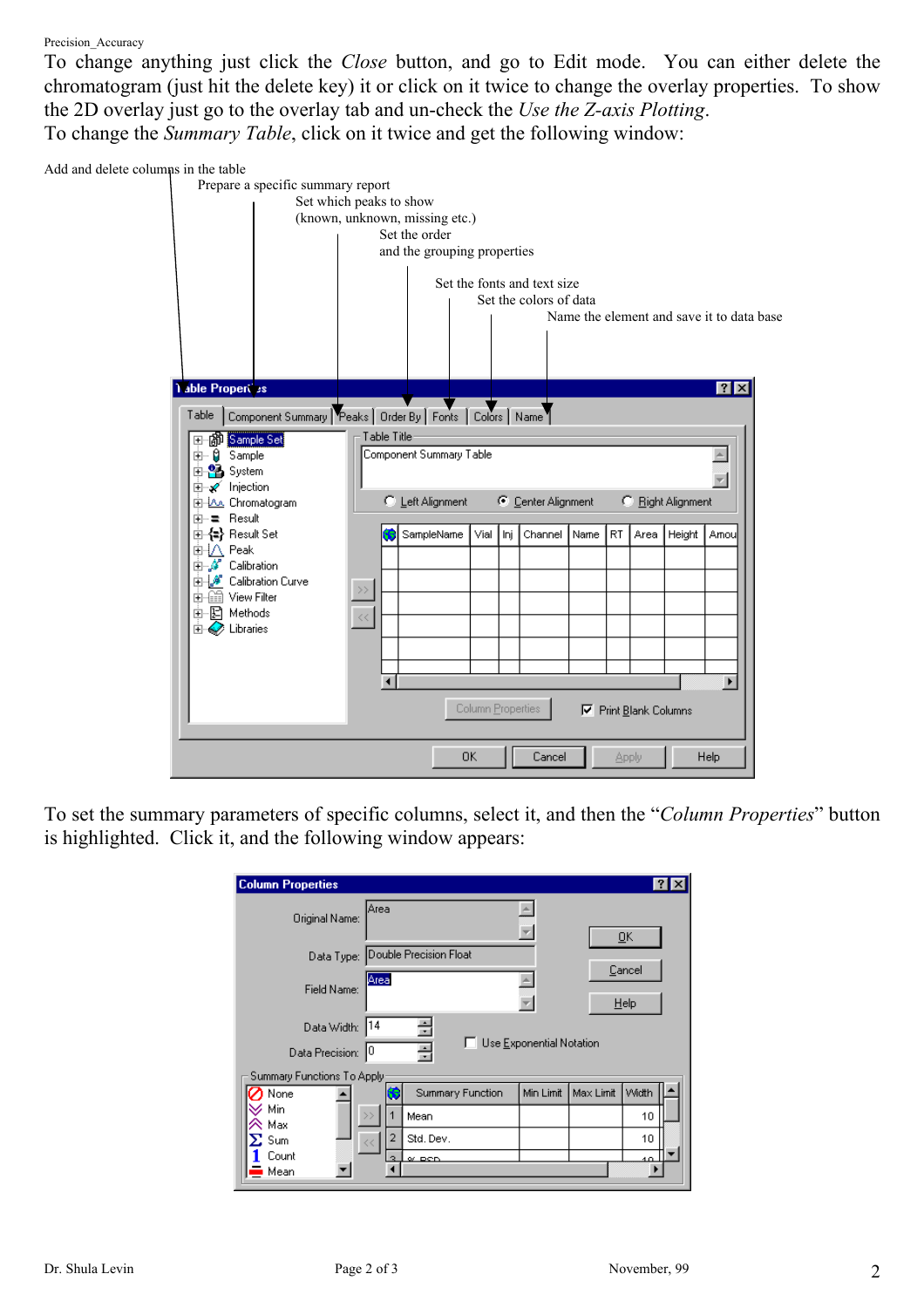To change anything just click the *Close* button, and go to Edit mode. You can either delete the chromatogram (just hit the delete key) it or click on it twice to change the overlay properties. To show the 2D overlay just go to the overlay tab and un-check the *Use the Z-axis Plotting*.

To change the *Summary Table*, click on it twice and get the following window:

Add and delete columns in the table

Prepare a specific summary report

Set which peaks to show (known, unknown, missing etc.)

Set the order and the grouping properties

Set the fonts and text size

Set the colors of data

Name the element and save it to data base

To set the summary parameters of specific columns, select it, and then the "*Column Properties*" button is highlighted. Click it, and the following window appears: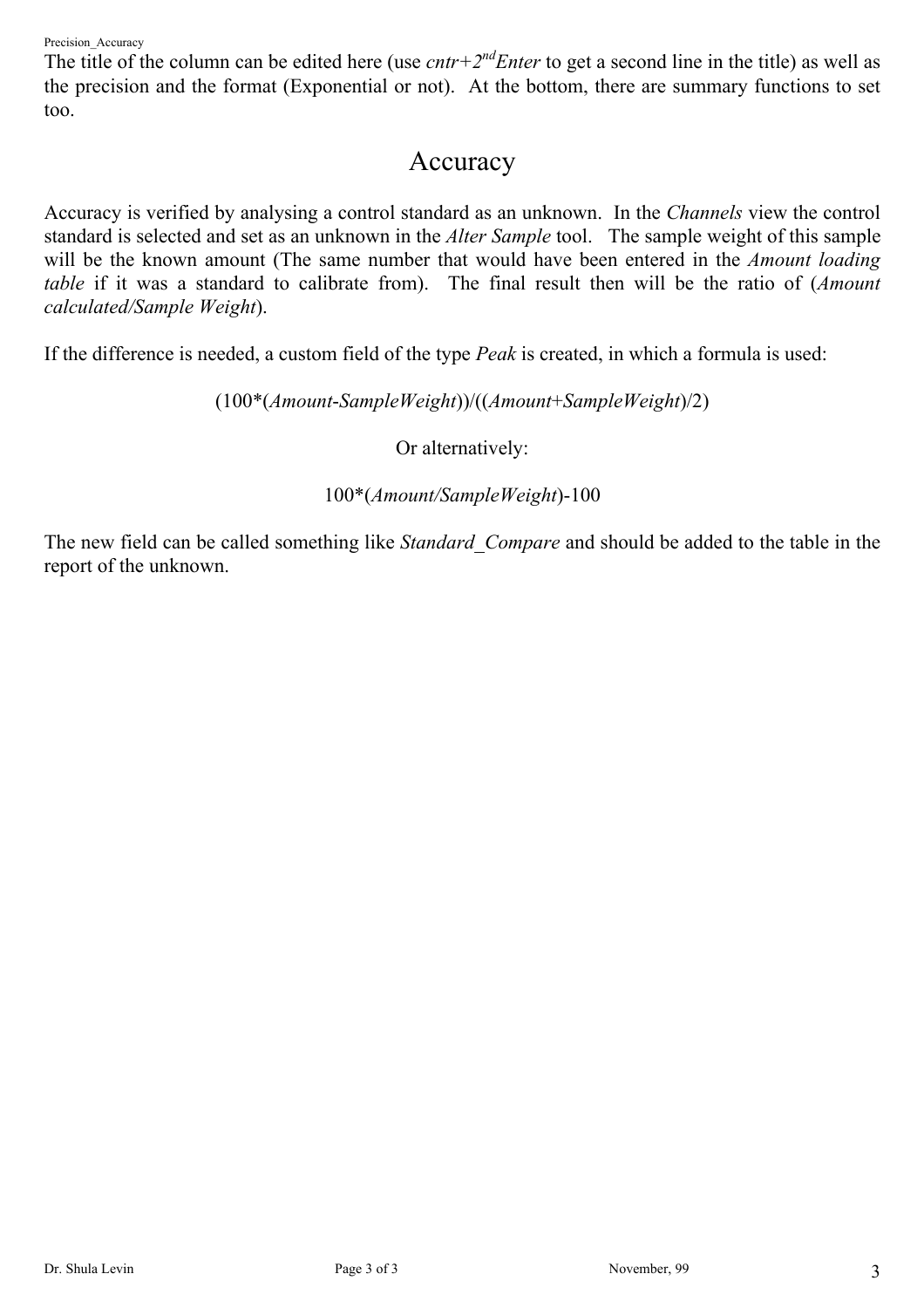The title of the column can be edited here (use *cntr+2nd Enter* to get a second line in the title) as well as the precision and the format (Exponential or not). At the bottom, there are summary functions to set too.

## Accuracy

Accuracy is verified by analysing a control standard as an unknown. In the *Channels* view the control standard is selected and set as an unknown in the *Alter Sample* tool. The sample weight of this sample will be the known amount (The same number that would have been entered in the *Amount loading table* if it was a standard to calibrate from). The final result then will be the ratio of (*Amount calculated/Sample Weight*).

If the difference is needed, a custom field of the type *Peak* is created, in which a formula is used:

(100*(*Amount-SampleWeight*))/((*Amount+SampleWeight*)/2)

Or alternatively:

100*(*Amount/SampleWeight*)-100

The new field can be called something like *Standard_Compare* and should be added to the table in the report of the unknown.